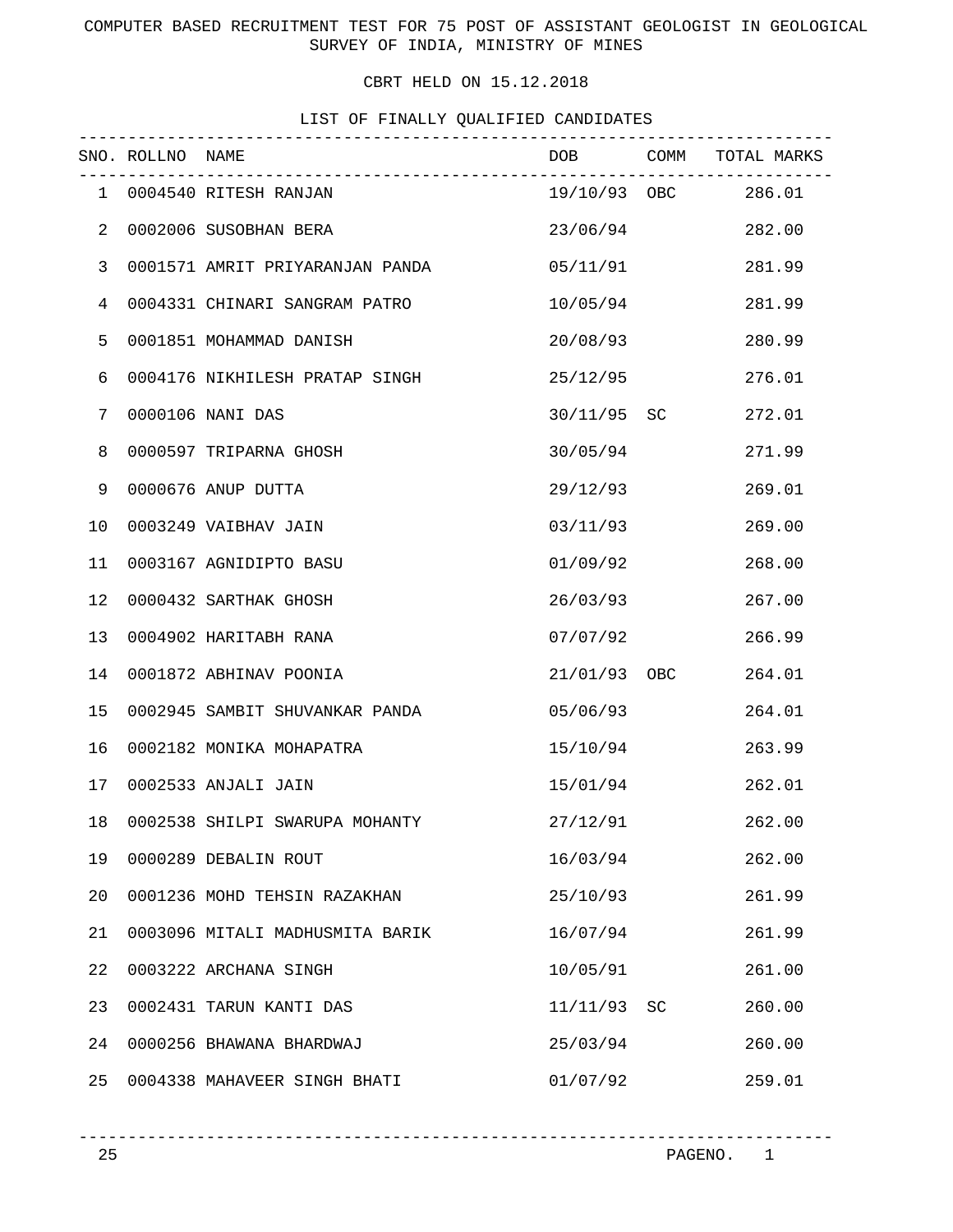COMPUTER BASED RECRUITMENT TEST FOR 75 POST OF ASSISTANT GEOLOGIST IN GEOLOGICAL SURVEY OF INDIA, MINISTRY OF MINES

CBRT HELD ON 15.12.2018

LIST OF FINALLY QUALIFIED CANDIDATES

| SNO. | ROLLNO | NAME | DOB | COMM | TOTAL MARKS |
|---|---|---|---|---|---|
| 1 | 0004540 | RITESH RANJAN | 19/10/93 | OBC | 286.01 |
| 2 | 0002006 | SUSOBHAN BERA | 23/06/94 | | 282.00 |
| 3 | 0001571 | AMRIT PRIYARANJAN PANDA | 05/11/91 | | 281.99 |
| 4 | 0004331 | CHINARI SANGRAM PATRO | 10/05/94 | | 281.99 |
| 5 | 0001851 | MOHAMMAD DANISH | 20/08/93 | | 280.99 |
| 6 | 0004176 | NIKHILESH PRATAP SINGH | 25/12/95 | | 276.01 |
| 7 | 0000106 | NANI DAS | 30/11/95 | SC | 272.01 |
| 8 | 0000597 | TRIPARNA GHOSH | 30/05/94 | | 271.99 |
| 9 | 0000676 | ANUP DUTTA | 29/12/93 | | 269.01 |
| 10 | 0003249 | VAIBHAV JAIN | 03/11/93 | | 269.00 |
| 11 | 0003167 | AGNIDIPTO BASU | 01/09/92 | | 268.00 |
| 12 | 0000432 | SARTHAK GHOSH | 26/03/93 | | 267.00 |
| 13 | 0004902 | HARITABH RANA | 07/07/92 | | 266.99 |
| 14 | 0001872 | ABHINAV POONIA | 21/01/93 | OBC | 264.01 |
| 15 | 0002945 | SAMBIT SHUVANKAR PANDA | 05/06/93 | | 264.01 |
| 16 | 0002182 | MONIKA MOHAPATRA | 15/10/94 | | 263.99 |
| 17 | 0002533 | ANJALI JAIN | 15/01/94 | | 262.01 |
| 18 | 0002538 | SHILPI SWARUPA MOHANTY | 27/12/91 | | 262.00 |
| 19 | 0000289 | DEBALIN ROUT | 16/03/94 | | 262.00 |
| 20 | 0001236 | MOHD TEHSIN RAZAKHAN | 25/10/93 | | 261.99 |
| 21 | 0003096 | MITALI MADHUSMITA BARIK | 16/07/94 | | 261.99 |
| 22 | 0003222 | ARCHANA SINGH | 10/05/91 | | 261.00 |
| 23 | 0002431 | TARUN KANTI DAS | 11/11/93 | SC | 260.00 |
| 24 | 0000256 | BHAWANA BHARDWAJ | 25/03/94 | | 260.00 |
| 25 | 0004338 | MAHAVEER SINGH BHATI | 01/07/92 | | 259.01 |

25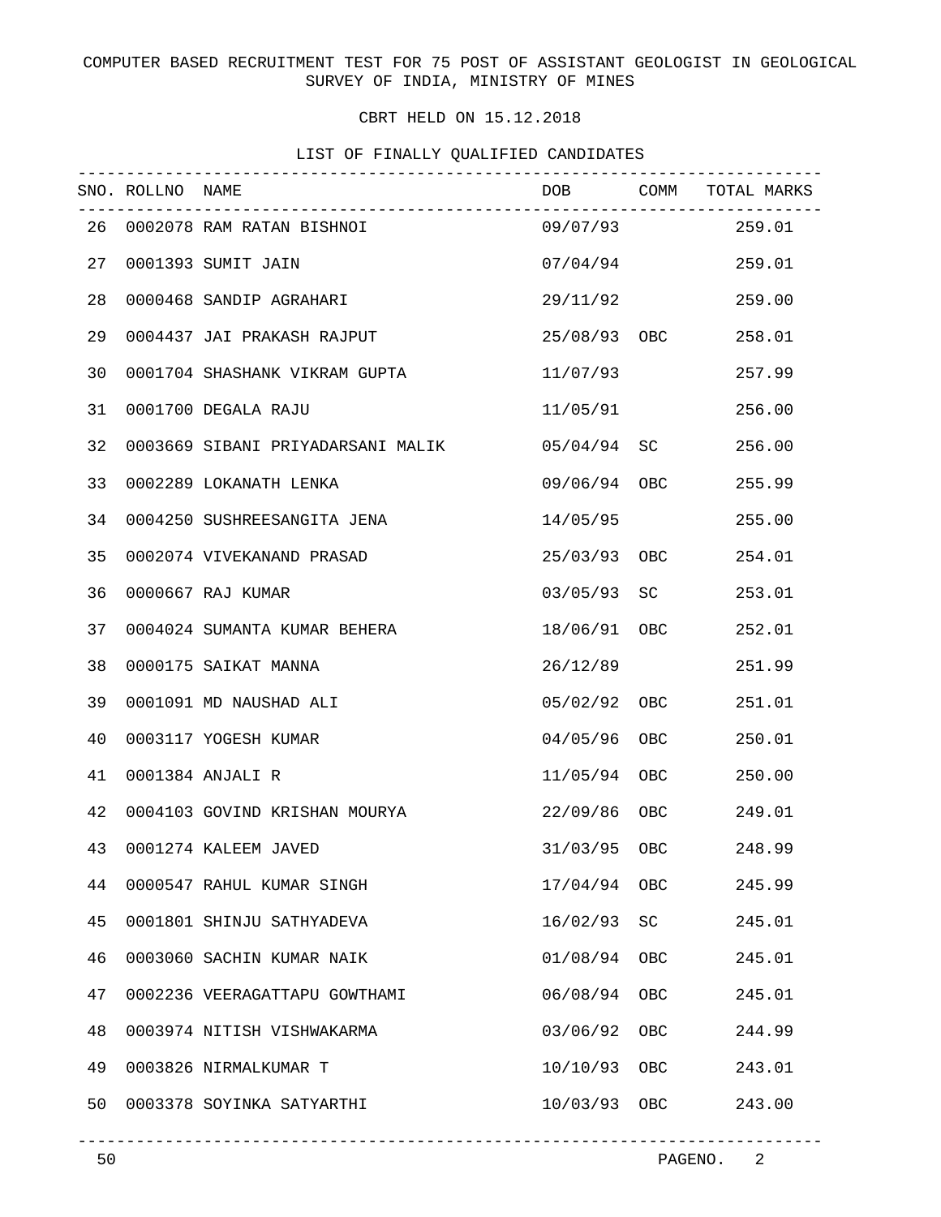COMPUTER BASED RECRUITMENT TEST FOR 75 POST OF ASSISTANT GEOLOGIST IN GEOLOGICAL SURVEY OF INDIA, MINISTRY OF MINES

CBRT HELD ON 15.12.2018

LIST OF FINALLY QUALIFIED CANDIDATES

| SNO. | ROLLNO | NAME | DOB | COMM | TOTAL MARKS |
|---|---|---|---|---|---|
| 26 | 0002078 | RAM RATAN BISHNOI | 09/07/93 | | 259.01 |
| 27 | 0001393 | SUMIT JAIN | 07/04/94 | | 259.01 |
| 28 | 0000468 | SANDIP AGRAHARI | 29/11/92 | | 259.00 |
| 29 | 0004437 | JAI PRAKASH RAJPUT | 25/08/93 | OBC | 258.01 |
| 30 | 0001704 | SHASHANK VIKRAM GUPTA | 11/07/93 | | 257.99 |
| 31 | 0001700 | DEGALA RAJU | 11/05/91 | | 256.00 |
| 32 | 0003669 | SIBANI PRIYADARSANI MALIK | 05/04/94 | SC | 256.00 |
| 33 | 0002289 | LOKANATH LENKA | 09/06/94 | OBC | 255.99 |
| 34 | 0004250 | SUSHREESANGITA JENA | 14/05/95 | | 255.00 |
| 35 | 0002074 | VIVEKANAND PRASAD | 25/03/93 | OBC | 254.01 |
| 36 | 0000667 | RAJ KUMAR | 03/05/93 | SC | 253.01 |
| 37 | 0004024 | SUMANTA KUMAR BEHERA | 18/06/91 | OBC | 252.01 |
| 38 | 0000175 | SAIKAT MANNA | 26/12/89 | | 251.99 |
| 39 | 0001091 | MD NAUSHAD ALI | 05/02/92 | OBC | 251.01 |
| 40 | 0003117 | YOGESH KUMAR | 04/05/96 | OBC | 250.01 |
| 41 | 0001384 | ANJALI R | 11/05/94 | OBC | 250.00 |
| 42 | 0004103 | GOVIND KRISHAN MOURYA | 22/09/86 | OBC | 249.01 |
| 43 | 0001274 | KALEEM JAVED | 31/03/95 | OBC | 248.99 |
| 44 | 0000547 | RAHUL KUMAR SINGH | 17/04/94 | OBC | 245.99 |
| 45 | 0001801 | SHINJU SATHYADEVA | 16/02/93 | SC | 245.01 |
| 46 | 0003060 | SACHIN KUMAR NAIK | 01/08/94 | OBC | 245.01 |
| 47 | 0002236 | VEERAGATTAPU GOWTHAMI | 06/08/94 | OBC | 245.01 |
| 48 | 0003974 | NITISH VISHWAKARMA | 03/06/92 | OBC | 244.99 |
| 49 | 0003826 | NIRMALKUMAR T | 10/10/93 | OBC | 243.01 |
| 50 | 0003378 | SOYINKA SATYARTHI | 10/03/93 | OBC | 243.00 |

50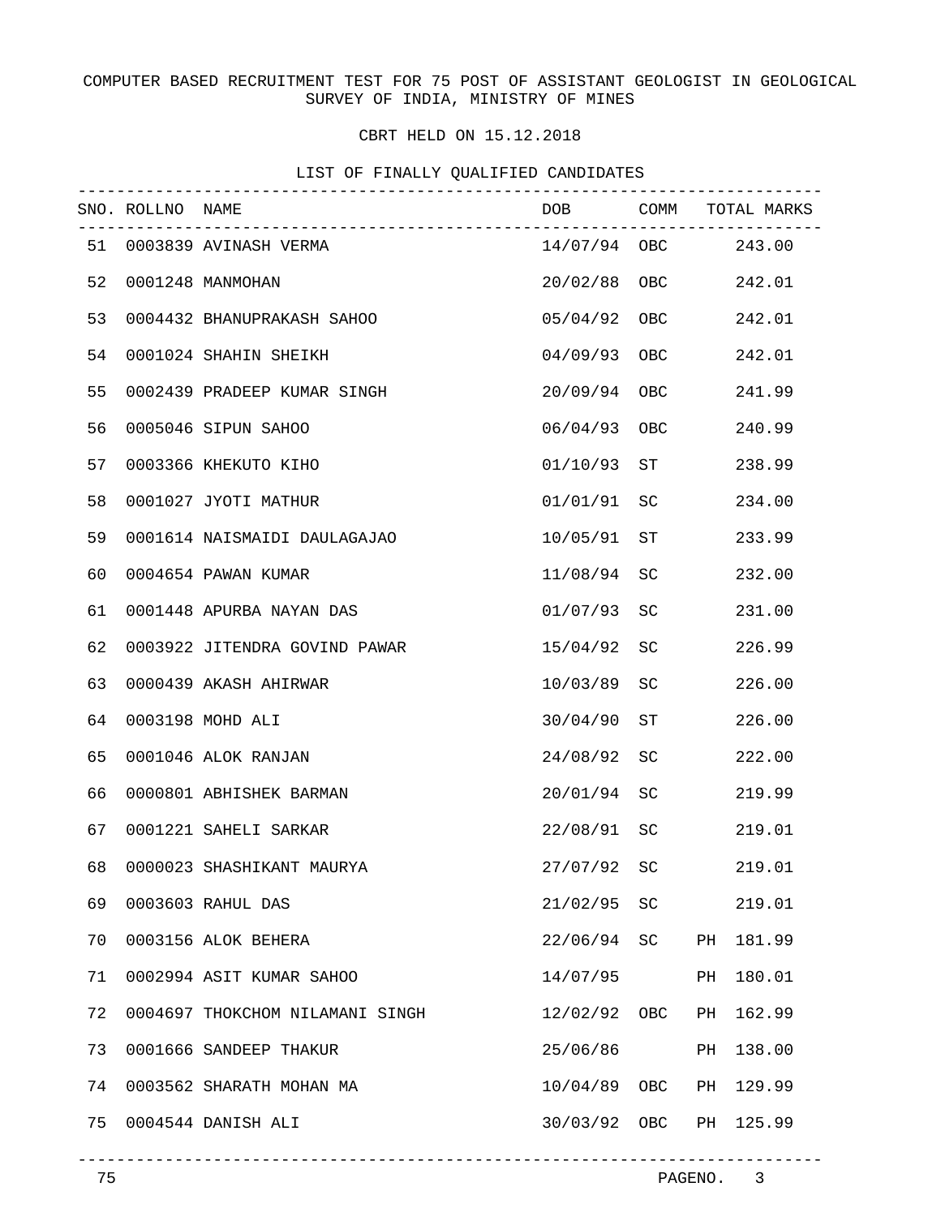COMPUTER BASED RECRUITMENT TEST FOR 75 POST OF ASSISTANT GEOLOGIST IN GEOLOGICAL SURVEY OF INDIA, MINISTRY OF MINES

CBRT HELD ON 15.12.2018

LIST OF FINALLY QUALIFIED CANDIDATES

| SNO. | ROLLNO | NAME | DOB | COMM | | TOTAL MARKS |
|---|---|---|---|---|---|---|
| 51 | 0003839 | AVINASH VERMA | 14/07/94 | OBC | | 243.00 |
| 52 | 0001248 | MANMOHAN | 20/02/88 | OBC | | 242.01 |
| 53 | 0004432 | BHANUPRAKASH SAHOO | 05/04/92 | OBC | | 242.01 |
| 54 | 0001024 | SHAHIN SHEIKH | 04/09/93 | OBC | | 242.01 |
| 55 | 0002439 | PRADEEP KUMAR SINGH | 20/09/94 | OBC | | 241.99 |
| 56 | 0005046 | SIPUN SAHOO | 06/04/93 | OBC | | 240.99 |
| 57 | 0003366 | KHEKUTO KIHO | 01/10/93 | ST | | 238.99 |
| 58 | 0001027 | JYOTI MATHUR | 01/01/91 | SC | | 234.00 |
| 59 | 0001614 | NAISMAIDI DAULAGAJAO | 10/05/91 | ST | | 233.99 |
| 60 | 0004654 | PAWAN KUMAR | 11/08/94 | SC | | 232.00 |
| 61 | 0001448 | APURBA NAYAN DAS | 01/07/93 | SC | | 231.00 |
| 62 | 0003922 | JITENDRA GOVIND PAWAR | 15/04/92 | SC | | 226.99 |
| 63 | 0000439 | AKASH AHIRWAR | 10/03/89 | SC | | 226.00 |
| 64 | 0003198 | MOHD ALI | 30/04/90 | ST | | 226.00 |
| 65 | 0001046 | ALOK RANJAN | 24/08/92 | SC | | 222.00 |
| 66 | 0000801 | ABHISHEK BARMAN | 20/01/94 | SC | | 219.99 |
| 67 | 0001221 | SAHELI SARKAR | 22/08/91 | SC | | 219.01 |
| 68 | 0000023 | SHASHIKANT MAURYA | 27/07/92 | SC | | 219.01 |
| 69 | 0003603 | RAHUL DAS | 21/02/95 | SC | | 219.01 |
| 70 | 0003156 | ALOK BEHERA | 22/06/94 | SC | PH | 181.99 |
| 71 | 0002994 | ASIT KUMAR SAHOO | 14/07/95 | | PH | 180.01 |
| 72 | 0004697 | THOKCHOM NILAMANI SINGH | 12/02/92 | OBC | PH | 162.99 |
| 73 | 0001666 | SANDEEP THAKUR | 25/06/86 | | PH | 138.00 |
| 74 | 0003562 | SHARATH MOHAN MA | 10/04/89 | OBC | PH | 129.99 |
| 75 | 0004544 | DANISH ALI | 30/03/92 | OBC | PH | 125.99 |

75